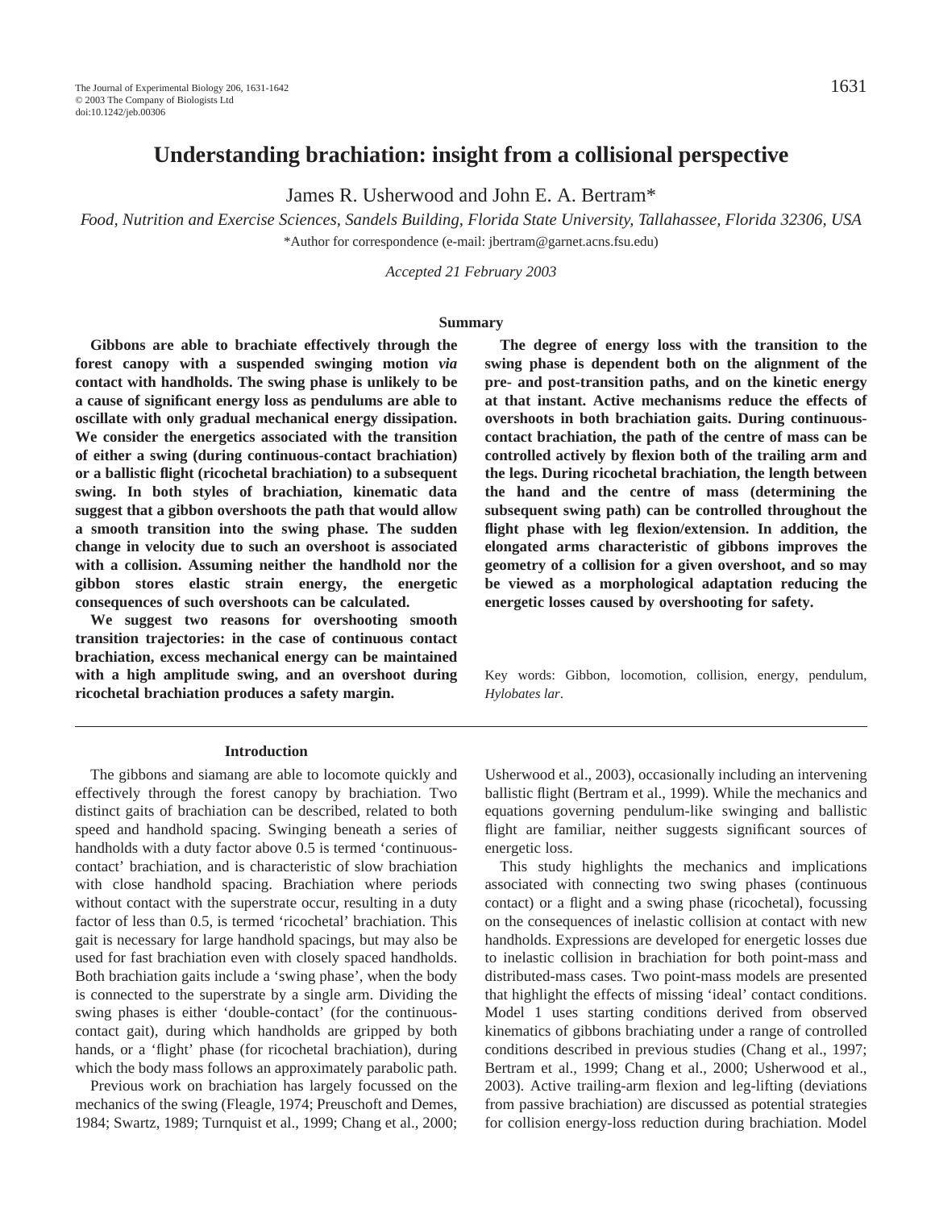# Understanding brachiation: insight from a collisional perspective

James R. Usherwood and John E. A. Bertram*

*Food, Nutrition and Exercise Sciences, Sandels Building, Florida State University, Tallahassee, Florida 32306, USA*

*Author for correspondence (e-mail: jbertram@garnet.acns.fsu.edu)

*Accepted 21 February 2003*

## Summary

**Gibbons are able to brachiate effectively through the forest canopy with a suspended swinging motion *via* contact with handholds. The swing phase is unlikely to be a cause of significant energy loss as pendulums are able to oscillate with only gradual mechanical energy dissipation. We consider the energetics associated with the transition of either a swing (during continuous-contact brachiation) or a ballistic flight (ricochetal brachiation) to a subsequent swing. In both styles of brachiation, kinematic data suggest that a gibbon overshoots the path that would allow a smooth transition into the swing phase. The sudden change in velocity due to such an overshoot is associated with a collision. Assuming neither the handhold nor the gibbon stores elastic strain energy, the energetic consequences of such overshoots can be calculated.**

**We suggest two reasons for overshooting smooth transition trajectories: in the case of continuous contact brachiation, excess mechanical energy can be maintained with a high amplitude swing, and an overshoot during ricochetal brachiation produces a safety margin.**

**The degree of energy loss with the transition to the swing phase is dependent both on the alignment of the pre- and post-transition paths, and on the kinetic energy at that instant. Active mechanisms reduce the effects of overshoots in both brachiation gaits. During continuous-contact brachiation, the path of the centre of mass can be controlled actively by flexion both of the trailing arm and the legs. During ricochetal brachiation, the length between the hand and the centre of mass (determining the subsequent swing path) can be controlled throughout the flight phase with leg flexion/extension. In addition, the elongated arms characteristic of gibbons improves the geometry of a collision for a given overshoot, and so may be viewed as a morphological adaptation reducing the energetic losses caused by overshooting for safety.**

Key words: Gibbon, locomotion, collision, energy, pendulum, *Hylobates lar*.

## Introduction

The gibbons and siamang are able to locomote quickly and effectively through the forest canopy by brachiation. Two distinct gaits of brachiation can be described, related to both speed and handhold spacing. Swinging beneath a series of handholds with a duty factor above 0.5 is termed 'continuous-contact' brachiation, and is characteristic of slow brachiation with close handhold spacing. Brachiation where periods without contact with the superstrate occur, resulting in a duty factor of less than 0.5, is termed 'ricochetal' brachiation. This gait is necessary for large handhold spacings, but may also be used for fast brachiation even with closely spaced handholds. Both brachiation gaits include a 'swing phase', when the body is connected to the superstrate by a single arm. Dividing the swing phases is either 'double-contact' (for the continuous-contact gait), during which handholds are gripped by both hands, or a 'flight' phase (for ricochetal brachiation), during which the body mass follows an approximately parabolic path.

Previous work on brachiation has largely focussed on the mechanics of the swing (Fleagle, 1974; Preuschoft and Demes, 1984; Swartz, 1989; Turnquist et al., 1999; Chang et al., 2000; Usherwood et al., 2003), occasionally including an intervening ballistic flight (Bertram et al., 1999). While the mechanics and equations governing pendulum-like swinging and ballistic flight are familiar, neither suggests significant sources of energetic loss.

This study highlights the mechanics and implications associated with connecting two swing phases (continuous contact) or a flight and a swing phase (ricochetal), focussing on the consequences of inelastic collision at contact with new handholds. Expressions are developed for energetic losses due to inelastic collision in brachiation for both point-mass and distributed-mass cases. Two point-mass models are presented that highlight the effects of missing 'ideal' contact conditions. Model 1 uses starting conditions derived from observed kinematics of gibbons brachiating under a range of controlled conditions described in previous studies (Chang et al., 1997; Bertram et al., 1999; Chang et al., 2000; Usherwood et al., 2003). Active trailing-arm flexion and leg-lifting (deviations from passive brachiation) are discussed as potential strategies for collision energy-loss reduction during brachiation. Model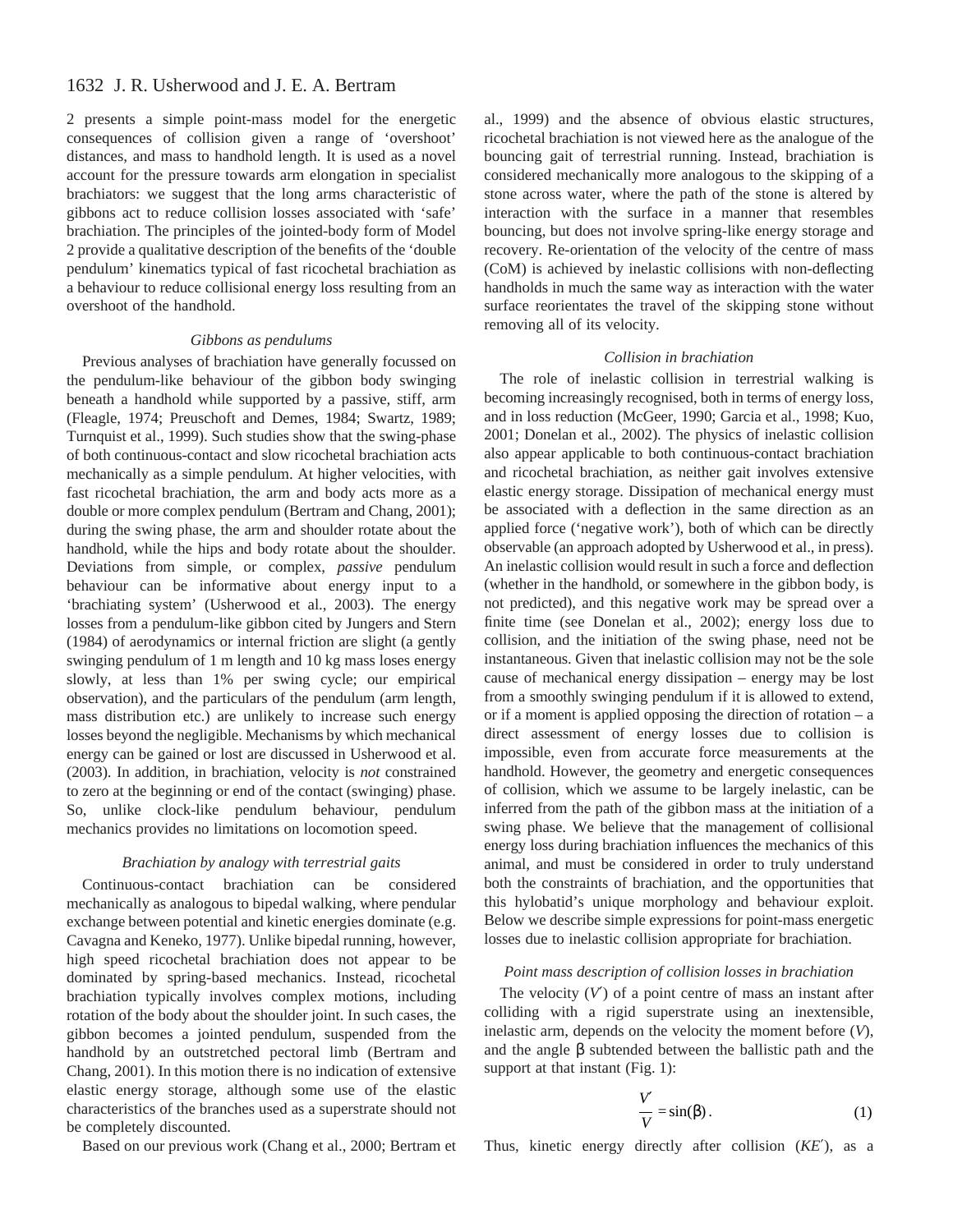2 presents a simple point-mass model for the energetic consequences of collision given a range of 'overshoot' distances, and mass to handhold length. It is used as a novel account for the pressure towards arm elongation in specialist brachiators: we suggest that the long arms characteristic of gibbons act to reduce collision losses associated with 'safe' brachiation. The principles of the jointed-body form of Model 2 provide a qualitative description of the benefits of the 'double pendulum' kinematics typical of fast ricochetal brachiation as a behaviour to reduce collisional energy loss resulting from an overshoot of the handhold.

### *Gibbons as pendulums*

Previous analyses of brachiation have generally focussed on the pendulum-like behaviour of the gibbon body swinging beneath a handhold while supported by a passive, stiff, arm (Fleagle, 1974; Preuschoft and Demes, 1984; Swartz, 1989; Turnquist et al., 1999). Such studies show that the swing-phase of both continuous-contact and slow ricochetal brachiation acts mechanically as a simple pendulum. At higher velocities, with fast ricochetal brachiation, the arm and body acts more as a double or more complex pendulum (Bertram and Chang, 2001); during the swing phase, the arm and shoulder rotate about the handhold, while the hips and body rotate about the shoulder. Deviations from simple, or complex, *passive* pendulum behaviour can be informative about energy input to a 'brachiating system' (Usherwood et al., 2003). The energy losses from a pendulum-like gibbon cited by Jungers and Stern (1984) of aerodynamics or internal friction are slight (a gently swinging pendulum of 1 m length and 10 kg mass loses energy slowly, at less than 1% per swing cycle; our empirical observation), and the particulars of the pendulum (arm length, mass distribution etc.) are unlikely to increase such energy losses beyond the negligible. Mechanisms by which mechanical energy can be gained or lost are discussed in Usherwood et al. (2003). In addition, in brachiation, velocity is *not* constrained to zero at the beginning or end of the contact (swinging) phase. So, unlike clock-like pendulum behaviour, pendulum mechanics provides no limitations on locomotion speed.

### *Brachiation by analogy with terrestrial gaits*

Continuous-contact brachiation can be considered mechanically as analogous to bipedal walking, where pendular exchange between potential and kinetic energies dominate (e.g. Cavagna and Keneko, 1977). Unlike bipedal running, however, high speed ricochetal brachiation does not appear to be dominated by spring-based mechanics. Instead, ricochetal brachiation typically involves complex motions, including rotation of the body about the shoulder joint. In such cases, the gibbon becomes a jointed pendulum, suspended from the handhold by an outstretched pectoral limb (Bertram and Chang, 2001). In this motion there is no indication of extensive elastic energy storage, although some use of the elastic characteristics of the branches used as a superstrate should not be completely discounted.

Based on our previous work (Chang et al., 2000; Bertram et al., 1999) and the absence of obvious elastic structures, ricochetal brachiation is not viewed here as the analogue of the bouncing gait of terrestrial running. Instead, brachiation is considered mechanically more analogous to the skipping of a stone across water, where the path of the stone is altered by interaction with the surface in a manner that resembles bouncing, but does not involve spring-like energy storage and recovery. Re-orientation of the velocity of the centre of mass (CoM) is achieved by inelastic collisions with non-deflecting handholds in much the same way as interaction with the water surface reorientates the travel of the skipping stone without removing all of its velocity.

### *Collision in brachiation*

The role of inelastic collision in terrestrial walking is becoming increasingly recognised, both in terms of energy loss, and in loss reduction (McGeer, 1990; Garcia et al., 1998; Kuo, 2001; Donelan et al., 2002). The physics of inelastic collision also appear applicable to both continuous-contact brachiation and ricochetal brachiation, as neither gait involves extensive elastic energy storage. Dissipation of mechanical energy must be associated with a deflection in the same direction as an applied force ('negative work'), both of which can be directly observable (an approach adopted by Usherwood et al., in press). An inelastic collision would result in such a force and deflection (whether in the handhold, or somewhere in the gibbon body, is not predicted), and this negative work may be spread over a finite time (see Donelan et al., 2002); energy loss due to collision, and the initiation of the swing phase, need not be instantaneous. Given that inelastic collision may not be the sole cause of mechanical energy dissipation – energy may be lost from a smoothly swinging pendulum if it is allowed to extend, or if a moment is applied opposing the direction of rotation – a direct assessment of energy losses due to collision is impossible, even from accurate force measurements at the handhold. However, the geometry and energetic consequences of collision, which we assume to be largely inelastic, can be inferred from the path of the gibbon mass at the initiation of a swing phase. We believe that the management of collisional energy loss during brachiation influences the mechanics of this animal, and must be considered in order to truly understand both the constraints of brachiation, and the opportunities that this hylobatid's unique morphology and behaviour exploit. Below we describe simple expressions for point-mass energetic losses due to inelastic collision appropriate for brachiation.

### *Point mass description of collision losses in brachiation*

The velocity ($V'$) of a point centre of mass an instant after colliding with a rigid superstrate using an inextensible, inelastic arm, depends on the velocity the moment before ($V$), and the angle $\beta$ subtended between the ballistic path and the support at that instant (Fig. 1):

$$\frac{V'}{V} = \sin(\beta)\,. \tag{1}$$

Thus, kinetic energy directly after collision ($KE'$), as a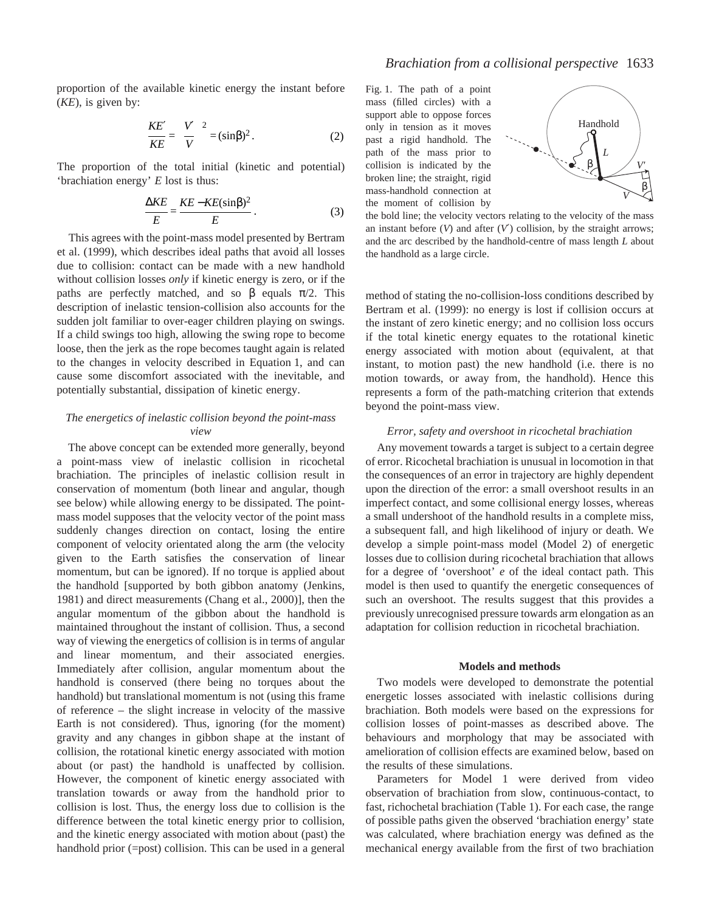proportion of the available kinetic energy the instant before ($KE$), is given by:

$$\frac{KE'}{KE} = \left(\frac{V'}{V}\right)^2 = (\sin\beta)^2\,. \tag{2}$$

The proportion of the total initial (kinetic and potential) 'brachiation energy' $E$ lost is thus:

$$\frac{\Delta KE}{E} = \frac{KE - KE(\sin\beta)^2}{E}\,. \tag{3}$$

This agrees with the point-mass model presented by Bertram et al. (1999), which describes ideal paths that avoid all losses due to collision: contact can be made with a new handhold without collision losses *only* if kinetic energy is zero, or if the paths are perfectly matched, and so $\beta$ equals $\pi/2$. This description of inelastic tension-collision also accounts for the sudden jolt familiar to over-eager children playing on swings. If a child swings too high, allowing the swing rope to become loose, then the jerk as the rope becomes taught again is related to the changes in velocity described in Equation 1, and can cause some discomfort associated with the inevitable, and potentially substantial, dissipation of kinetic energy.

### *The energetics of inelastic collision beyond the point-mass view*

The above concept can be extended more generally, beyond a point-mass view of inelastic collision in ricochetal brachiation. The principles of inelastic collision result in conservation of momentum (both linear and angular, though see below) while allowing energy to be dissipated. The point-mass model supposes that the velocity vector of the point mass suddenly changes direction on contact, losing the entire component of velocity orientated along the arm (the velocity given to the Earth satisfies the conservation of linear momentum, but can be ignored). If no torque is applied about the handhold [supported by both gibbon anatomy (Jenkins, 1981) and direct measurements (Chang et al., 2000)], then the angular momentum of the gibbon about the handhold is maintained throughout the instant of collision. Thus, a second way of viewing the energetics of collision is in terms of angular and linear momentum, and their associated energies. Immediately after collision, angular momentum about the handhold is conserved (there being no torques about the handhold) but translational momentum is not (using this frame of reference – the slight increase in velocity of the massive Earth is not considered). Thus, ignoring (for the moment) gravity and any changes in gibbon shape at the instant of collision, the rotational kinetic energy associated with motion about (or past) the handhold is unaffected by collision. However, the component of kinetic energy associated with translation towards or away from the handhold prior to collision is lost. Thus, the energy loss due to collision is the difference between the total kinetic energy prior to collision, and the kinetic energy associated with motion about (past) the handhold prior (=post) collision. This can be used in a general method of stating the no-collision-loss conditions described by Bertram et al. (1999): no energy is lost if collision occurs at the instant of zero kinetic energy; and no collision loss occurs if the total kinetic energy equates to the rotational kinetic energy associated with motion about (equivalent, at that instant, to motion past) the new handhold (i.e. there is no motion towards, or away from, the handhold). Hence this represents a form of the path-matching criterion that extends beyond the point-mass view.

Handhold
$L$
$\beta$
$V'$
$\beta$
$V$

Fig. 1. The path of a point mass (filled circles) with a support able to oppose forces only in tension as it moves past a rigid handhold. The path of the mass prior to collision is indicated by the broken line; the straight, rigid mass-handhold connection at the moment of collision by the bold line; the velocity vectors relating to the velocity of the mass an instant before ($V$) and after ($V'$) collision, by the straight arrows; and the arc described by the handhold-centre of mass length $L$ about the handhold as a large circle.

### *Error, safety and overshoot in ricochetal brachiation*

Any movement towards a target is subject to a certain degree of error. Ricochetal brachiation is unusual in locomotion in that the consequences of an error in trajectory are highly dependent upon the direction of the error: a small overshoot results in an imperfect contact, and some collisional energy losses, whereas a small undershoot of the handhold results in a complete miss, a subsequent fall, and high likelihood of injury or death. We develop a simple point-mass model (Model 2) of energetic losses due to collision during ricochetal brachiation that allows for a degree of 'overshoot' $e$ of the ideal contact path. This model is then used to quantify the energetic consequences of such an overshoot. The results suggest that this provides a previously unrecognised pressure towards arm elongation as an adaptation for collision reduction in ricochetal brachiation.

## Models and methods

Two models were developed to demonstrate the potential energetic losses associated with inelastic collisions during brachiation. Both models were based on the expressions for collision losses of point-masses as described above. The behaviours and morphology that may be associated with amelioration of collision effects are examined below, based on the results of these simulations.

Parameters for Model 1 were derived from video observation of brachiation from slow, continuous-contact, to fast, richochetal brachiation (Table 1). For each case, the range of possible paths given the observed 'brachiation energy' state was calculated, where brachiation energy was defined as the mechanical energy available from the first of two brachiation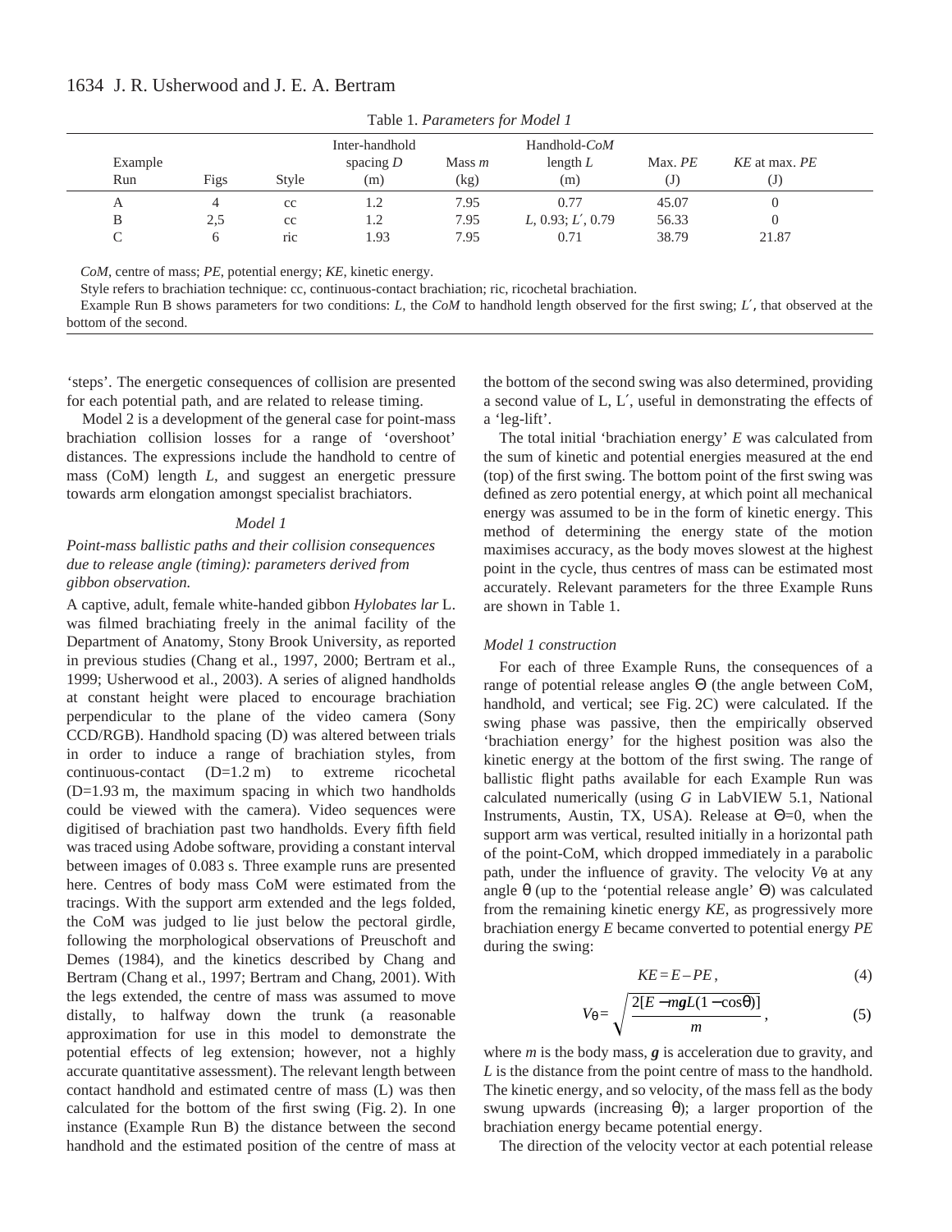Table 1. *Parameters for Model 1*

| Example Run | Figs | Style | Inter-handhold spacing *D* (m) | Mass *m* (kg) | Handhold-*CoM* length *L* (m) | Max. *PE* (J) | *KE* at max. *PE* (J) |
|---|---|---|---|---|---|---|---|
| A | 4 | cc | 1.2 | 7.95 | 0.77 | 45.07 | 0 |
| B | 2,5 | cc | 1.2 | 7.95 | *L*, 0.93; *L*′, 0.79 | 56.33 | 0 |
| C | 6 | ric | 1.93 | 7.95 | 0.71 | 38.79 | 21.87 |

*CoM*, centre of mass; *PE*, potential energy; *KE*, kinetic energy.

Style refers to brachiation technique: cc, continuous-contact brachiation; ric, ricochetal brachiation.

Example Run B shows parameters for two conditions: *L*, the *CoM* to handhold length observed for the first swing; *L*′, that observed at the bottom of the second.

'steps'. The energetic consequences of collision are presented for each potential path, and are related to release timing.

Model 2 is a development of the general case for point-mass brachiation collision losses for a range of 'overshoot' distances. The expressions include the handhold to centre of mass (CoM) length *L*, and suggest an energetic pressure towards arm elongation amongst specialist brachiators.

### *Model 1*

#### *Point-mass ballistic paths and their collision consequences due to release angle (timing): parameters derived from gibbon observation.*

A captive, adult, female white-handed gibbon *Hylobates lar* L. was filmed brachiating freely in the animal facility of the Department of Anatomy, Stony Brook University, as reported in previous studies (Chang et al., 1997, 2000; Bertram et al., 1999; Usherwood et al., 2003). A series of aligned handholds at constant height were placed to encourage brachiation perpendicular to the plane of the video camera (Sony CCD/RGB). Handhold spacing (D) was altered between trials in order to induce a range of brachiation styles, from continuous-contact (D=1.2 m) to extreme ricochetal (D=1.93 m, the maximum spacing in which two handholds could be viewed with the camera). Video sequences were digitised of brachiation past two handholds. Every fifth field was traced using Adobe software, providing a constant interval between images of 0.083 s. Three example runs are presented here. Centres of body mass CoM were estimated from the tracings. With the support arm extended and the legs folded, the CoM was judged to lie just below the pectoral girdle, following the morphological observations of Preuschoft and Demes (1984), and the kinetics described by Chang and Bertram (Chang et al., 1997; Bertram and Chang, 2001). With the legs extended, the centre of mass was assumed to move distally, to halfway down the trunk (a reasonable approximation for use in this model to demonstrate the potential effects of leg extension; however, not a highly accurate quantitative assessment). The relevant length between contact handhold and estimated centre of mass (L) was then calculated for the bottom of the first swing (Fig. 2). In one instance (Example Run B) the distance between the second handhold and the estimated position of the centre of mass at the bottom of the second swing was also determined, providing a second value of L, L′, useful in demonstrating the effects of a 'leg-lift'.

The total initial 'brachiation energy' *E* was calculated from the sum of kinetic and potential energies measured at the end (top) of the first swing. The bottom point of the first swing was defined as zero potential energy, at which point all mechanical energy was assumed to be in the form of kinetic energy. This method of determining the energy state of the motion maximises accuracy, as the body moves slowest at the highest point in the cycle, thus centres of mass can be estimated most accurately. Relevant parameters for the three Example Runs are shown in Table 1.

#### *Model 1 construction*

For each of three Example Runs, the consequences of a range of potential release angles Θ (the angle between CoM, handhold, and vertical; see Fig. 2C) were calculated. If the swing phase was passive, then the empirically observed 'brachiation energy' for the highest position was also the kinetic energy at the bottom of the first swing. The range of ballistic flight paths available for each Example Run was calculated numerically (using *G* in LabVIEW 5.1, National Instruments, Austin, TX, USA). Release at Θ=0, when the support arm was vertical, resulted initially in a horizontal path of the point-CoM, which dropped immediately in a parabolic path, under the influence of gravity. The velocity $V_\theta$ at any angle θ (up to the 'potential release angle' Θ) was calculated from the remaining kinetic energy *KE*, as progressively more brachiation energy *E* became converted to potential energy *PE* during the swing:

$$KE = E - PE\,, \tag{4}$$

$$V_\theta = \sqrt{\frac{2[E - m\boldsymbol{g}L(1 - \cos\theta)]}{m}}\,, \tag{5}$$

where *m* is the body mass, ***g*** is acceleration due to gravity, and *L* is the distance from the point centre of mass to the handhold. The kinetic energy, and so velocity, of the mass fell as the body swung upwards (increasing θ); a larger proportion of the brachiation energy became potential energy.

The direction of the velocity vector at each potential release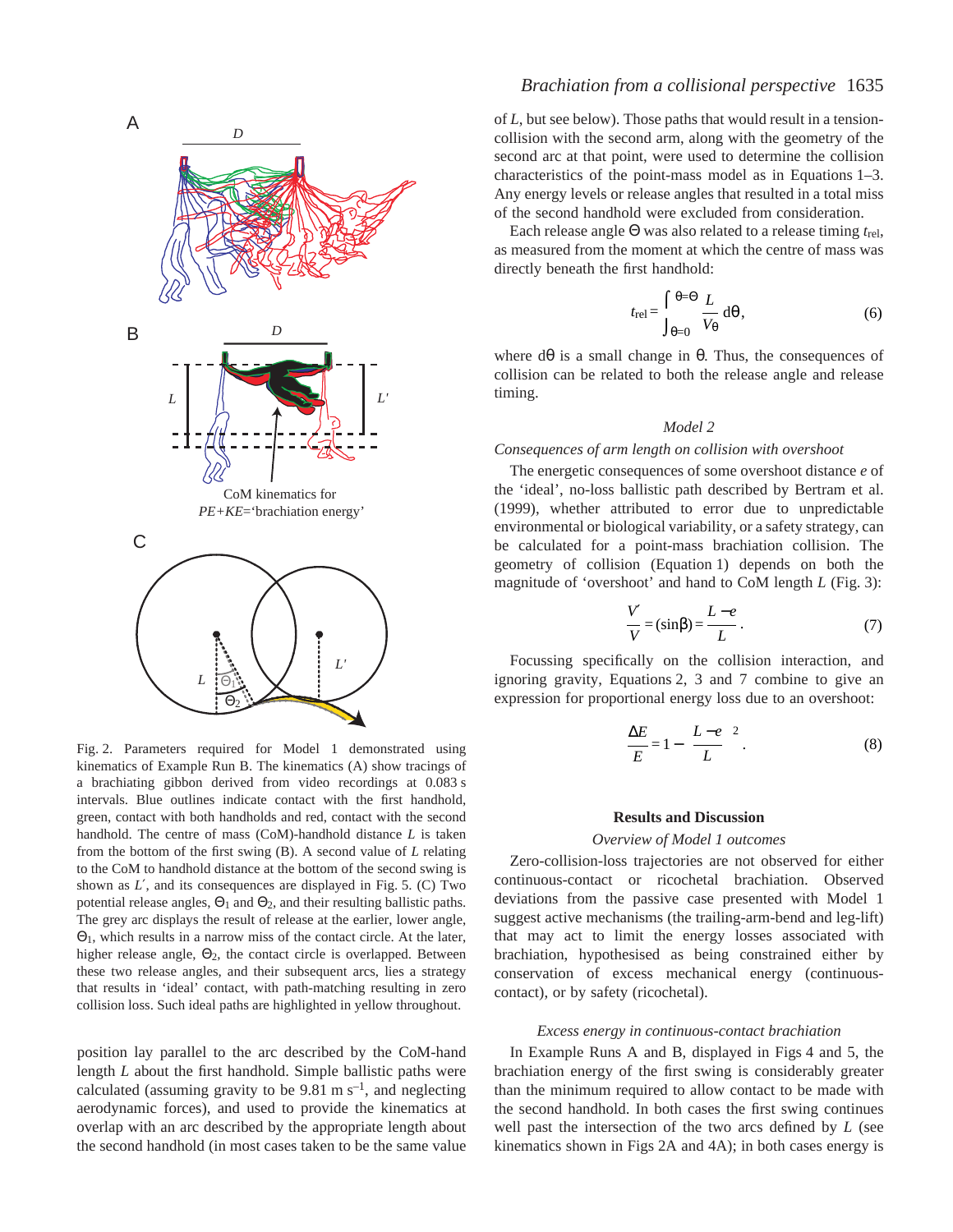Fig. 2. Parameters required for Model 1 demonstrated using kinematics of Example Run B. The kinematics (A) show tracings of a brachiating gibbon derived from video recordings at 0.083 s intervals. Blue outlines indicate contact with the first handhold, green, contact with both handholds and red, contact with the second handhold. The centre of mass (CoM)-handhold distance $L$ is taken from the bottom of the first swing (B). A second value of $L$ relating to the CoM to handhold distance at the bottom of the second swing is shown as $L'$, and its consequences are displayed in Fig. 5. (C) Two potential release angles, $\Theta_1$ and $\Theta_2$, and their resulting ballistic paths. The grey arc displays the result of release at the earlier, lower angle, $\Theta_1$, which results in a narrow miss of the contact circle. At the later, higher release angle, $\Theta_2$, the contact circle is overlapped. Between these two release angles, and their subsequent arcs, lies a strategy that results in 'ideal' contact, with path-matching resulting in zero collision loss. Such ideal paths are highlighted in yellow throughout.

position lay parallel to the arc described by the CoM-hand length $L$ about the first handhold. Simple ballistic paths were calculated (assuming gravity to be 9.81 m s$^{-1}$, and neglecting aerodynamic forces), and used to provide the kinematics at overlap with an arc described by the appropriate length about the second handhold (in most cases taken to be the same value of $L$, but see below). Those paths that would result in a tension-collision with the second arm, along with the geometry of the second arc at that point, were used to determine the collision characteristics of the point-mass model as in Equations 1–3. Any energy levels or release angles that resulted in a total miss of the second handhold were excluded from consideration.

Each release angle $\Theta$ was also related to a release timing $t_{rel}$, as measured from the moment at which the centre of mass was directly beneath the first handhold:

$$t_{rel} = \int_{\theta=0}^{\theta=\Theta} \frac{L}{V_\theta} d\theta , \tag{6}$$

where $d\theta$ is a small change in $\theta$. Thus, the consequences of collision can be related to both the release angle and release timing.

### Model 2

*Consequences of arm length on collision with overshoot*

The energetic consequences of some overshoot distance $e$ of the 'ideal', no-loss ballistic path described by Bertram et al. (1999), whether attributed to error due to unpredictable environmental or biological variability, or a safety strategy, can be calculated for a point-mass brachiation collision. The geometry of collision (Equation 1) depends on both the magnitude of 'overshoot' and hand to CoM length $L$ (Fig. 3):

$$\frac{V'}{V} = (\sin\beta) = \frac{L-e}{L} . \tag{7}$$

Focussing specifically on the collision interaction, and ignoring gravity, Equations 2, 3 and 7 combine to give an expression for proportional energy loss due to an overshoot:

$$\frac{\Delta E}{E} = 1 - \left(\frac{L-e}{L}\right)^2 . \tag{8}$$

## Results and Discussion

*Overview of Model 1 outcomes*

Zero-collision-loss trajectories are not observed for either continuous-contact or ricochetal brachiation. Observed deviations from the passive case presented with Model 1 suggest active mechanisms (the trailing-arm-bend and leg-lift) that may act to limit the energy losses associated with brachiation, hypothesised as being constrained either by conservation of excess mechanical energy (continuous-contact), or by safety (ricochetal).

*Excess energy in continuous-contact brachiation*

In Example Runs A and B, displayed in Figs 4 and 5, the brachiation energy of the first swing is considerably greater than the minimum required to allow contact to be made with the second handhold. In both cases the first swing continues well past the intersection of the two arcs defined by $L$ (see kinematics shown in Figs 2A and 4A); in both cases energy is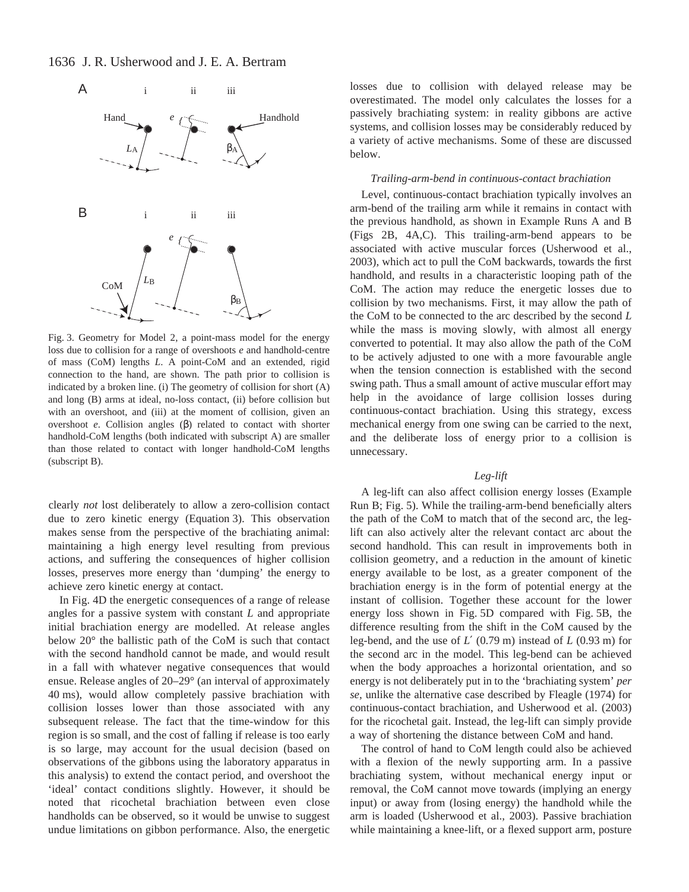A i ii iii

Hand $e$ Handhold

$L_A$ $\beta_A$

B i ii iii

$e$

CoM $L_B$ $\beta_B$

Fig. 3. Geometry for Model 2, a point-mass model for the energy loss due to collision for a range of overshoots $e$ and handhold-centre of mass (CoM) lengths $L$. A point-CoM and an extended, rigid connection to the hand, are shown. The path prior to collision is indicated by a broken line. (i) The geometry of collision for short (A) and long (B) arms at ideal, no-loss contact, (ii) before collision but with an overshoot, and (iii) at the moment of collision, given an overshoot $e$. Collision angles ($\beta$) related to contact with shorter handhold-CoM lengths (both indicated with subscript A) are smaller than those related to contact with longer handhold-CoM lengths (subscript B).

clearly *not* lost deliberately to allow a zero-collision contact due to zero kinetic energy (Equation 3). This observation makes sense from the perspective of the brachiating animal: maintaining a high energy level resulting from previous actions, and suffering the consequences of higher collision losses, preserves more energy than 'dumping' the energy to achieve zero kinetic energy at contact.

In Fig. 4D the energetic consequences of a range of release angles for a passive system with constant $L$ and appropriate initial brachiation energy are modelled. At release angles below 20° the ballistic path of the CoM is such that contact with the second handhold cannot be made, and would result in a fall with whatever negative consequences that would ensue. Release angles of 20–29° (an interval of approximately 40 ms), would allow completely passive brachiation with collision losses lower than those associated with any subsequent release. The fact that the time-window for this region is so small, and the cost of falling if release is too early is so large, may account for the usual decision (based on observations of the gibbons using the laboratory apparatus in this analysis) to extend the contact period, and overshoot the 'ideal' contact conditions slightly. However, it should be noted that ricochetal brachiation between even close handholds can be observed, so it would be unwise to suggest undue limitations on gibbon performance. Also, the energetic losses due to collision with delayed release may be overestimated. The model only calculates the losses for a passively brachiating system: in reality gibbons are active systems, and collision losses may be considerably reduced by a variety of active mechanisms. Some of these are discussed below.

### *Trailing-arm-bend in continuous-contact brachiation*

Level, continuous-contact brachiation typically involves an arm-bend of the trailing arm while it remains in contact with the previous handhold, as shown in Example Runs A and B (Figs 2B, 4A,C). This trailing-arm-bend appears to be associated with active muscular forces (Usherwood et al., 2003), which act to pull the CoM backwards, towards the first handhold, and results in a characteristic looping path of the CoM. The action may reduce the energetic losses due to collision by two mechanisms. First, it may allow the path of the CoM to be connected to the arc described by the second $L$ while the mass is moving slowly, with almost all energy converted to potential. It may also allow the path of the CoM to be actively adjusted to one with a more favourable angle when the tension connection is established with the second swing path. Thus a small amount of active muscular effort may help in the avoidance of large collision losses during continuous-contact brachiation. Using this strategy, excess mechanical energy from one swing can be carried to the next, and the deliberate loss of energy prior to a collision is unnecessary.

### *Leg-lift*

A leg-lift can also affect collision energy losses (Example Run B; Fig. 5). While the trailing-arm-bend beneficially alters the path of the CoM to match that of the second arc, the leg-lift can also actively alter the relevant contact arc about the second handhold. This can result in improvements both in collision geometry, and a reduction in the amount of kinetic energy available to be lost, as a greater component of the brachiation energy is in the form of potential energy at the instant of collision. Together these account for the lower energy loss shown in Fig. 5D compared with Fig. 5B, the difference resulting from the shift in the CoM caused by the leg-bend, and the use of $L'$ (0.79 m) instead of $L$ (0.93 m) for the second arc in the model. This leg-bend can be achieved when the body approaches a horizontal orientation, and so energy is not deliberately put in to the 'brachiating system' *per se*, unlike the alternative case described by Fleagle (1974) for continuous-contact brachiation, and Usherwood et al. (2003) for the ricochetal gait. Instead, the leg-lift can simply provide a way of shortening the distance between CoM and hand.

The control of hand to CoM length could also be achieved with a flexion of the newly supporting arm. In a passive brachiating system, without mechanical energy input or removal, the CoM cannot move towards (implying an energy input) or away from (losing energy) the handhold while the arm is loaded (Usherwood et al., 2003). Passive brachiation while maintaining a knee-lift, or a flexed support arm, posture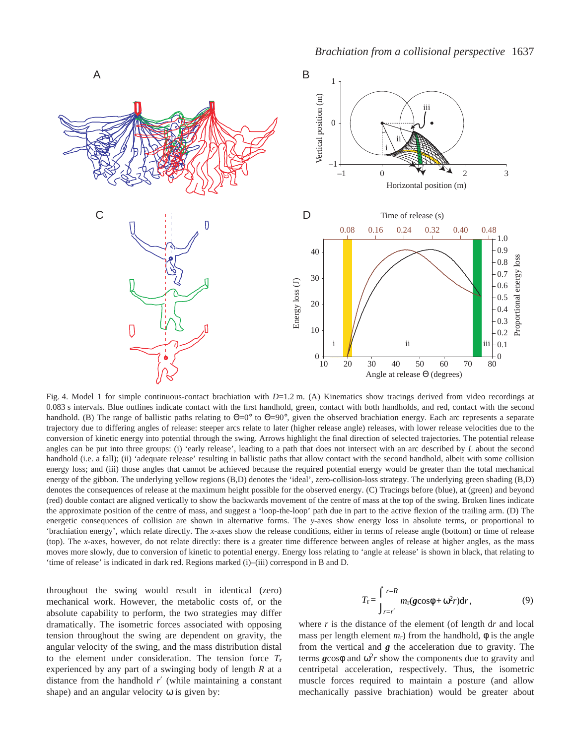A

B

1

0

−1

Vertical position (m)

−1

0

2

3

Horizontal position (m)

i

ii

iii

C

D

Time of release (s)

0.08

0.16

0.24

0.32

0.40

0.48

40

30

20

10

0

Energy loss (J)

1.0

0.9

0.8

0.7

0.6

0.5

0.4

0.3

0.2

0.1

0

Proportional energy loss

10

20

30

40

50

60

70

80

Angle at release Θ (degrees)

i

ii

iii

Fig. 4. Model 1 for simple continuous-contact brachiation with $D$=1.2 m. (A) Kinematics show tracings derived from video recordings at 0.083 s intervals. Blue outlines indicate contact with the first handhold, green, contact with both handholds, and red, contact with the second handhold. (B) The range of ballistic paths relating to Θ=0° to Θ=90°, given the observed brachiation energy. Each arc represents a separate trajectory due to differing angles of release: steeper arcs relate to later (higher release angle) releases, with lower release velocities due to the conversion of kinetic energy into potential through the swing. Arrows highlight the final direction of selected trajectories. The potential release angles can be put into three groups: (i) 'early release', leading to a path that does not intersect with an arc described by $L$ about the second handhold (i.e. a fall); (ii) 'adequate release' resulting in ballistic paths that allow contact with the second handhold, albeit with some collision energy loss; and (iii) those angles that cannot be achieved because the required potential energy would be greater than the total mechanical energy of the gibbon. The underlying yellow regions (B,D) denotes the 'ideal', zero-collision-loss strategy. The underlying green shading (B,D) denotes the consequences of release at the maximum height possible for the observed energy. (C) Tracings before (blue), at (green) and beyond (red) double contact are aligned vertically to show the backwards movement of the centre of mass at the top of the swing. Broken lines indicate the approximate position of the centre of mass, and suggest a 'loop-the-loop' path due in part to the active flexion of the trailing arm. (D) The energetic consequences of collision are shown in alternative forms. The $y$-axes show energy loss in absolute terms, or proportional to 'brachiation energy', which relate directly. The $x$-axes show the release conditions, either in terms of release angle (bottom) or time of release (top). The $x$-axes, however, do not relate directly: there is a greater time difference between angles of release at higher angles, as the mass moves more slowly, due to conversion of kinetic to potential energy. Energy loss relating to 'angle at release' is shown in black, that relating to 'time of release' is indicated in dark red. Regions marked (i)–(iii) correspond in B and D.

throughout the swing would result in identical (zero) mechanical work. However, the metabolic costs of, or the absolute capability to perform, the two strategies may differ dramatically. The isometric forces associated with opposing tension throughout the swing are dependent on gravity, the angular velocity of the swing, and the mass distribution distal to the element under consideration. The tension force $T_r$ experienced by any part of a swinging body of length $R$ at a distance from the handhold $r'$ (while maintaining a constant shape) and an angular velocity ω is given by:

$$T_r = \int_{r=r'}^{r=R} m_r(\boldsymbol{g}\cos\phi + \omega^2 r)\mathrm{d}r\,, \tag{9}$$

where $r$ is the distance of the element (of length d$r$ and local mass per length element $m_r$) from the handhold, φ is the angle from the vertical and $\boldsymbol{g}$ the acceleration due to gravity. The terms $\boldsymbol{g}\cos\phi$ and $\omega^2 r$ show the components due to gravity and centripetal acceleration, respectively. Thus, the isometric muscle forces required to maintain a posture (and allow mechanically passive brachiation) would be greater about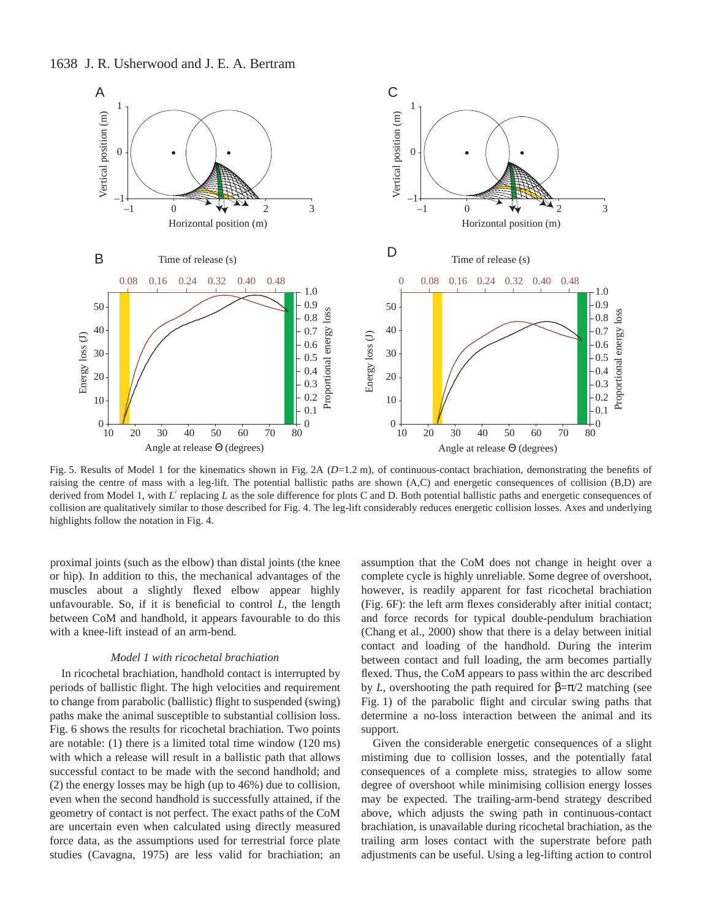A

Vertical position (m)

1

0

–1

–1 0 1 2 3

Horizontal position (m)

C

Vertical position (m)

1

0

–1

–1 0 1 2 3

Horizontal position (m)

B

Time of release (s)

0.08 0.16 0.24 0.32 0.40 0.48

Energy loss (J)

0 10 20 30 40 50

Proportional energy loss

0 0.1 0.2 0.3 0.4 0.5 0.6 0.7 0.8 0.9 1.0

10 20 30 40 50 60 70 80

Angle at release Θ (degrees)

D

Time of release (s)

0 0.08 0.16 0.24 0.32 0.40 0.48

Energy loss (J)

0 10 20 30 40 50

Proportional energy loss

0 0.1 0.2 0.3 0.4 0.5 0.6 0.7 0.8 0.9 1.0

10 20 30 40 50 60 70 80

Angle at release Θ (degrees)

Fig. 5. Results of Model 1 for the kinematics shown in Fig. 2A ($D$=1.2 m), of continuous-contact brachiation, demonstrating the benefits of raising the centre of mass with a leg-lift. The potential ballistic paths are shown (A,C) and energetic consequences of collision (B,D) are derived from Model 1, with $L'$ replacing $L$ as the sole difference for plots C and D. Both potential ballistic paths and energetic consequences of collision are qualitatively similar to those described for Fig. 4. The leg-lift considerably reduces energetic collision losses. Axes and underlying highlights follow the notation in Fig. 4.

proximal joints (such as the elbow) than distal joints (the knee or hip). In addition to this, the mechanical advantages of the muscles about a slightly flexed elbow appear highly unfavourable. So, if it is beneficial to control $L$, the length between CoM and handhold, it appears favourable to do this with a knee-lift instead of an arm-bend.

### *Model 1 with ricochetal brachiation*

In ricochetal brachiation, handhold contact is interrupted by periods of ballistic flight. The high velocities and requirement to change from parabolic (ballistic) flight to suspended (swing) paths make the animal susceptible to substantial collision loss. Fig. 6 shows the results for ricochetal brachiation. Two points are notable: (1) there is a limited total time window (120 ms) with which a release will result in a ballistic path that allows successful contact to be made with the second handhold; and (2) the energy losses may be high (up to 46%) due to collision, even when the second handhold is successfully attained, if the geometry of contact is not perfect. The exact paths of the CoM are uncertain even when calculated using directly measured force data, as the assumptions used for terrestrial force plate studies (Cavagna, 1975) are less valid for brachiation; an assumption that the CoM does not change in height over a complete cycle is highly unreliable. Some degree of overshoot, however, is readily apparent for fast ricochetal brachiation (Fig. 6F): the left arm flexes considerably after initial contact; and force records for typical double-pendulum brachiation (Chang et al., 2000) show that there is a delay between initial contact and loading of the handhold. During the interim between contact and full loading, the arm becomes partially flexed. Thus, the CoM appears to pass within the arc described by $L$, overshooting the path required for $\beta=\pi/2$ matching (see Fig. 1) of the parabolic flight and circular swing paths that determine a no-loss interaction between the animal and its support.

Given the considerable energetic consequences of a slight mistiming due to collision losses, and the potentially fatal consequences of a complete miss, strategies to allow some degree of overshoot while minimising collision energy losses may be expected. The trailing-arm-bend strategy described above, which adjusts the swing path in continuous-contact brachiation, is unavailable during ricochetal brachiation, as the trailing arm loses contact with the superstrate before path adjustments can be useful. Using a leg-lifting action to control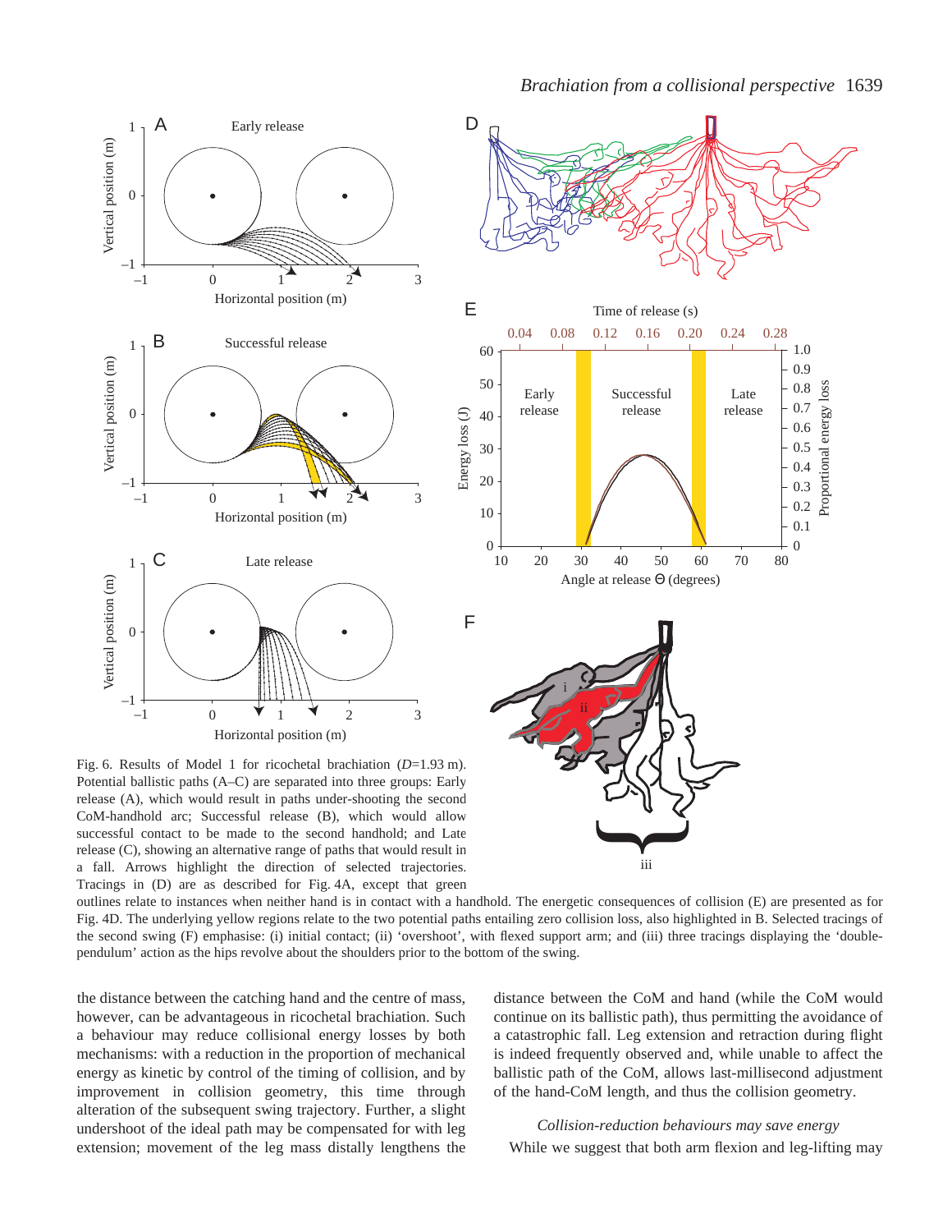A
Early release
Vertical position (m)
1
0
–1
–1 0 1 2 3
Horizontal position (m)

B
Successful release
Vertical position (m)
1
0
–1
–1 0 1 2 3
Horizontal position (m)

C
Late release
Vertical position (m)
1
0
–1
–1 0 1 2 3
Horizontal position (m)

D

E
Time of release (s)
0.04 0.08 0.12 0.16 0.20 0.24 0.28
Energy loss (J)
60 50 40 30 20 10 0
Early release
Successful release
Late release
Proportional energy loss
1.0 0.9 0.8 0.7 0.6 0.5 0.4 0.3 0.2 0.1 0
10 20 30 40 50 60 70 80
Angle at release Θ (degrees)

F
i
ii
iii

Fig. 6. Results of Model 1 for ricochetal brachiation ($D$=1.93 m). Potential ballistic paths (A–C) are separated into three groups: Early release (A), which would result in paths under-shooting the second CoM-handhold arc; Successful release (B), which would allow successful contact to be made to the second handhold; and Late release (C), showing an alternative range of paths that would result in a fall. Arrows highlight the direction of selected trajectories. Tracings in (D) are as described for Fig. 4A, except that green outlines relate to instances when neither hand is in contact with a handhold. The energetic consequences of collision (E) are presented as for Fig. 4D. The underlying yellow regions relate to the two potential paths entailing zero collision loss, also highlighted in B. Selected tracings of the second swing (F) emphasise: (i) initial contact; (ii) 'overshoot', with flexed support arm; and (iii) three tracings displaying the 'double-pendulum' action as the hips revolve about the shoulders prior to the bottom of the swing.

the distance between the catching hand and the centre of mass, however, can be advantageous in ricochetal brachiation. Such a behaviour may reduce collisional energy losses by both mechanisms: with a reduction in the proportion of mechanical energy as kinetic by control of the timing of collision, and by improvement in collision geometry, this time through alteration of the subsequent swing trajectory. Further, a slight undershoot of the ideal path may be compensated for with leg extension; movement of the leg mass distally lengthens the distance between the CoM and hand (while the CoM would continue on its ballistic path), thus permitting the avoidance of a catastrophic fall. Leg extension and retraction during flight is indeed frequently observed and, while unable to affect the ballistic path of the CoM, allows last-millisecond adjustment of the hand-CoM length, and thus the collision geometry.

*Collision-reduction behaviours may save energy*

While we suggest that both arm flexion and leg-lifting may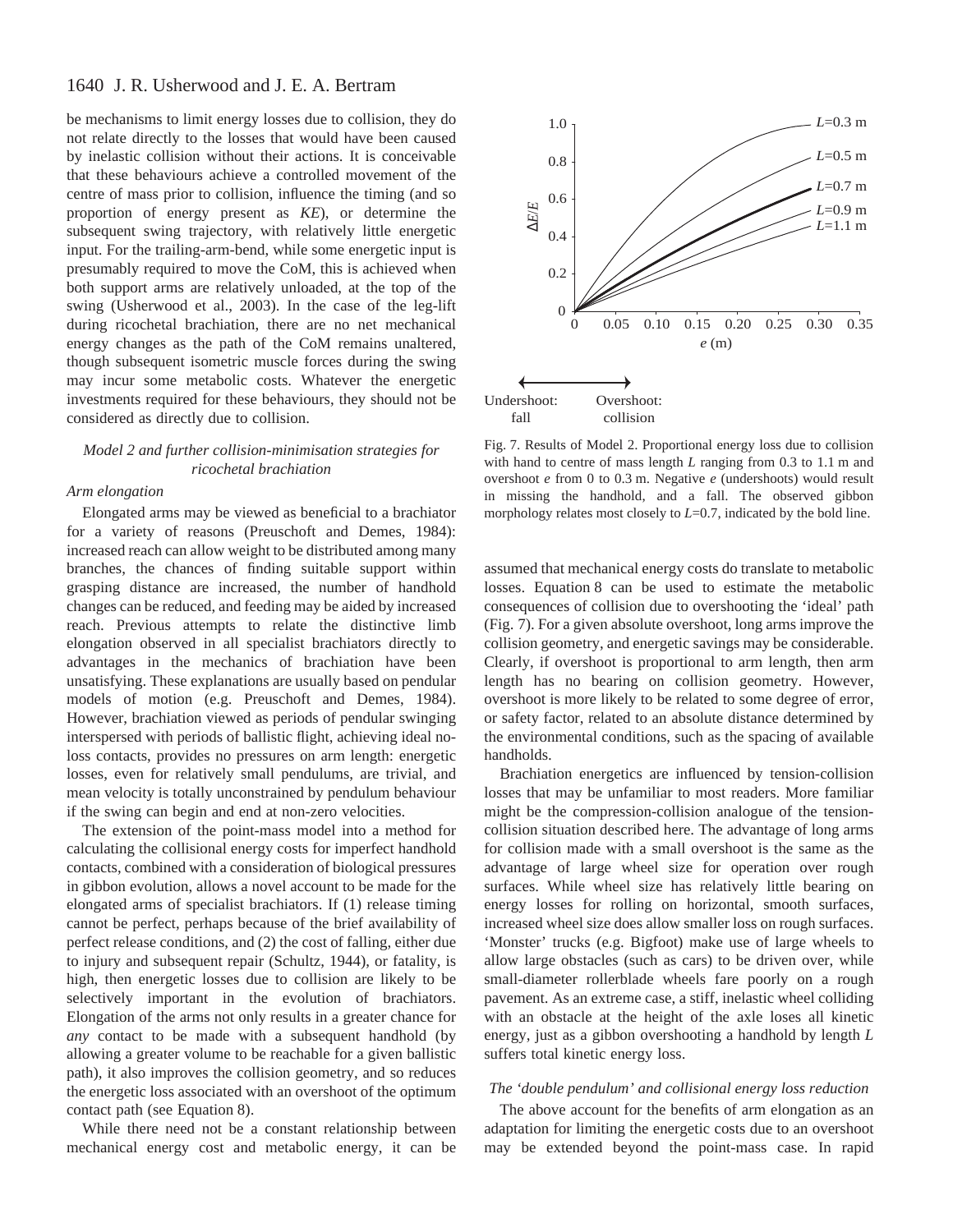be mechanisms to limit energy losses due to collision, they do not relate directly to the losses that would have been caused by inelastic collision without their actions. It is conceivable that these behaviours achieve a controlled movement of the centre of mass prior to collision, influence the timing (and so proportion of energy present as *KE*), or determine the subsequent swing trajectory, with relatively little energetic input. For the trailing-arm-bend, while some energetic input is presumably required to move the CoM, this is achieved when both support arms are relatively unloaded, at the top of the swing (Usherwood et al., 2003). In the case of the leg-lift during ricochetal brachiation, there are no net mechanical energy changes as the path of the CoM remains unaltered, though subsequent isometric muscle forces during the swing may incur some metabolic costs. Whatever the energetic investments required for these behaviours, they should not be considered as directly due to collision.

### *Model 2 and further collision-minimisation strategies for ricochetal brachiation*

#### *Arm elongation*

Elongated arms may be viewed as beneficial to a brachiator for a variety of reasons (Preuschoft and Demes, 1984): increased reach can allow weight to be distributed among many branches, the chances of finding suitable support within grasping distance are increased, the number of handhold changes can be reduced, and feeding may be aided by increased reach. Previous attempts to relate the distinctive limb elongation observed in all specialist brachiators directly to advantages in the mechanics of brachiation have been unsatisfying. These explanations are usually based on pendular models of motion (e.g. Preuschoft and Demes, 1984). However, brachiation viewed as periods of pendular swinging interspersed with periods of ballistic flight, achieving ideal no-loss contacts, provides no pressures on arm length: energetic losses, even for relatively small pendulums, are trivial, and mean velocity is totally unconstrained by pendulum behaviour if the swing can begin and end at non-zero velocities.

The extension of the point-mass model into a method for calculating the collisional energy costs for imperfect handhold contacts, combined with a consideration of biological pressures in gibbon evolution, allows a novel account to be made for the elongated arms of specialist brachiators. If (1) release timing cannot be perfect, perhaps because of the brief availability of perfect release conditions, and (2) the cost of falling, either due to injury and subsequent repair (Schultz, 1944), or fatality, is high, then energetic losses due to collision are likely to be selectively important in the evolution of brachiators. Elongation of the arms not only results in a greater chance for *any* contact to be made with a subsequent handhold (by allowing a greater volume to be reachable for a given ballistic path), it also improves the collision geometry, and so reduces the energetic loss associated with an overshoot of the optimum contact path (see Equation 8).

While there need not be a constant relationship between mechanical energy cost and metabolic energy, it can be

1.0
0.8
0.6
0.4
0.2
0
$\Delta E/E$
0 0.05 0.10 0.15 0.20 0.25 0.30 0.35
$e$ (m)
$L$=0.3 m
$L$=0.5 m
$L$=0.7 m
$L$=0.9 m
$L$=1.1 m
Undershoot: fall
Overshoot: collision

Fig. 7. Results of Model 2. Proportional energy loss due to collision with hand to centre of mass length $L$ ranging from 0.3 to 1.1 m and overshoot $e$ from 0 to 0.3 m. Negative $e$ (undershoots) would result in missing the handhold, and a fall. The observed gibbon morphology relates most closely to $L$=0.7, indicated by the bold line.

assumed that mechanical energy costs do translate to metabolic losses. Equation 8 can be used to estimate the metabolic consequences of collision due to overshooting the 'ideal' path (Fig. 7). For a given absolute overshoot, long arms improve the collision geometry, and energetic savings may be considerable. Clearly, if overshoot is proportional to arm length, then arm length has no bearing on collision geometry. However, overshoot is more likely to be related to some degree of error, or safety factor, related to an absolute distance determined by the environmental conditions, such as the spacing of available handholds.

Brachiation energetics are influenced by tension-collision losses that may be unfamiliar to most readers. More familiar might be the compression-collision analogue of the tension-collision situation described here. The advantage of long arms for collision made with a small overshoot is the same as the advantage of large wheel size for operation over rough surfaces. While wheel size has relatively little bearing on energy losses for rolling on horizontal, smooth surfaces, increased wheel size does allow smaller loss on rough surfaces. 'Monster' trucks (e.g. Bigfoot) make use of large wheels to allow large obstacles (such as cars) to be driven over, while small-diameter rollerblade wheels fare poorly on a rough pavement. As an extreme case, a stiff, inelastic wheel colliding with an obstacle at the height of the axle loses all kinetic energy, just as a gibbon overshooting a handhold by length $L$ suffers total kinetic energy loss.

#### *The 'double pendulum' and collisional energy loss reduction*

The above account for the benefits of arm elongation as an adaptation for limiting the energetic costs due to an overshoot may be extended beyond the point-mass case. In rapid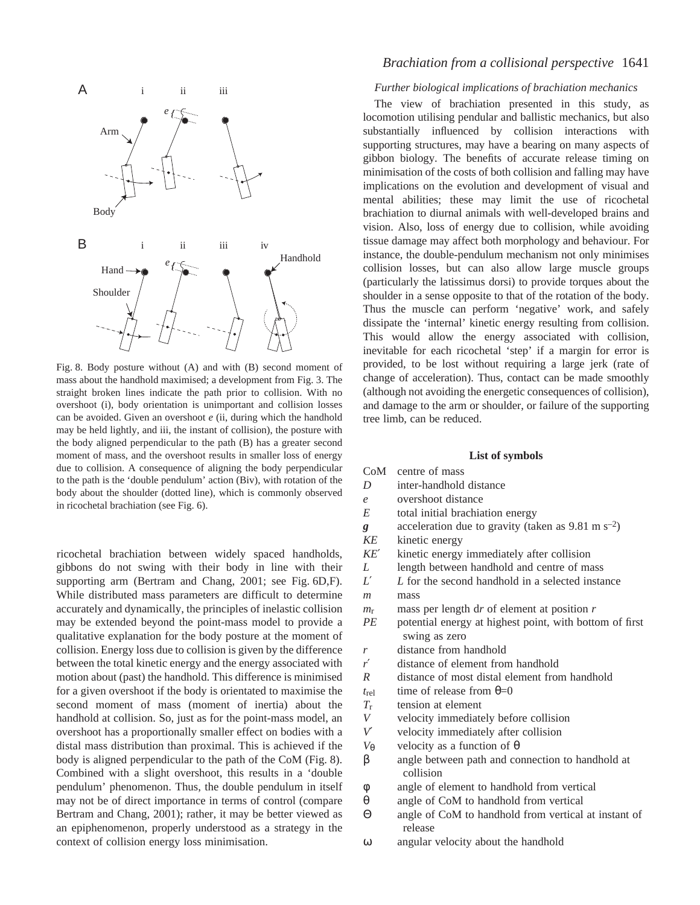A i ii iii

e

Arm

Body

B i ii iii iv

Hand

Handhold

Shoulder

e

Fig. 8. Body posture without (A) and with (B) second moment of mass about the handhold maximised; a development from Fig. 3. The straight broken lines indicate the path prior to collision. With no overshoot (i), body orientation is unimportant and collision losses can be avoided. Given an overshoot *e* (ii, during which the handhold may be held lightly, and iii, the instant of collision), the posture with the body aligned perpendicular to the path (B) has a greater second moment of mass, and the overshoot results in smaller loss of energy due to collision. A consequence of aligning the body perpendicular to the path is the 'double pendulum' action (Biv), with rotation of the body about the shoulder (dotted line), which is commonly observed in ricochetal brachiation (see Fig. 6).

ricochetal brachiation between widely spaced handholds, gibbons do not swing with their body in line with their supporting arm (Bertram and Chang, 2001; see Fig. 6D,F). While distributed mass parameters are difficult to determine accurately and dynamically, the principles of inelastic collision may be extended beyond the point-mass model to provide a qualitative explanation for the body posture at the moment of collision. Energy loss due to collision is given by the difference between the total kinetic energy and the energy associated with motion about (past) the handhold. This difference is minimised for a given overshoot if the body is orientated to maximise the second moment of mass (moment of inertia) about the handhold at collision. So, just as for the point-mass model, an overshoot has a proportionally smaller effect on bodies with a distal mass distribution than proximal. This is achieved if the body is aligned perpendicular to the path of the CoM (Fig. 8). Combined with a slight overshoot, this results in a 'double pendulum' phenomenon. Thus, the double pendulum in itself may not be of direct importance in terms of control (compare Bertram and Chang, 2001); rather, it may be better viewed as an epiphenomenon, properly understood as a strategy in the context of collision energy loss minimisation.

### *Further biological implications of brachiation mechanics*

The view of brachiation presented in this study, as locomotion utilising pendular and ballistic mechanics, but also substantially influenced by collision interactions with supporting structures, may have a bearing on many aspects of gibbon biology. The benefits of accurate release timing on minimisation of the costs of both collision and falling may have implications on the evolution and development of visual and mental abilities; these may limit the use of ricochetal brachiation to diurnal animals with well-developed brains and vision. Also, loss of energy due to collision, while avoiding tissue damage may affect both morphology and behaviour. For instance, the double-pendulum mechanism not only minimises collision losses, but can also allow large muscle groups (particularly the latissimus dorsi) to provide torques about the shoulder in a sense opposite to that of the rotation of the body. Thus the muscle can perform 'negative' work, and safely dissipate the 'internal' kinetic energy resulting from collision. This would allow the energy associated with collision, inevitable for each ricochetal 'step' if a margin for error is provided, to be lost without requiring a large jerk (rate of change of acceleration). Thus, contact can be made smoothly (although not avoiding the energetic consequences of collision), and damage to the arm or shoulder, or failure of the supporting tree limb, can be reduced.

## List of symbols

| | |
|---|---|
| CoM | centre of mass |
| $D$ | inter-handhold distance |
| $e$ | overshoot distance |
| $E$ | total initial brachiation energy |
| $\boldsymbol{g}$ | acceleration due to gravity (taken as 9.81 m s$^{-2}$) |
| $KE$ | kinetic energy |
| $KE'$ | kinetic energy immediately after collision |
| $L$ | length between handhold and centre of mass |
| $L'$ | $L$ for the second handhold in a selected instance |
| $m$ | mass |
| $m_r$ | mass per length d$r$ of element at position $r$ |
| $PE$ | potential energy at highest point, with bottom of first swing as zero |
| $r$ | distance from handhold |
| $r'$ | distance of element from handhold |
| $R$ | distance of most distal element from handhold |
| $t_{rel}$ | time of release from $\theta$=0 |
| $T_r$ | tension at element |
| $V$ | velocity immediately before collision |
| $V'$ | velocity immediately after collision |
| $V_\theta$ | velocity as a function of $\theta$ |
| $\beta$ | angle between path and connection to handhold at collision |
| $\phi$ | angle of element to handhold from vertical |
| $\theta$ | angle of CoM to handhold from vertical |
| $\Theta$ | angle of CoM to handhold from vertical at instant of release |
| $\omega$ | angular velocity about the handhold |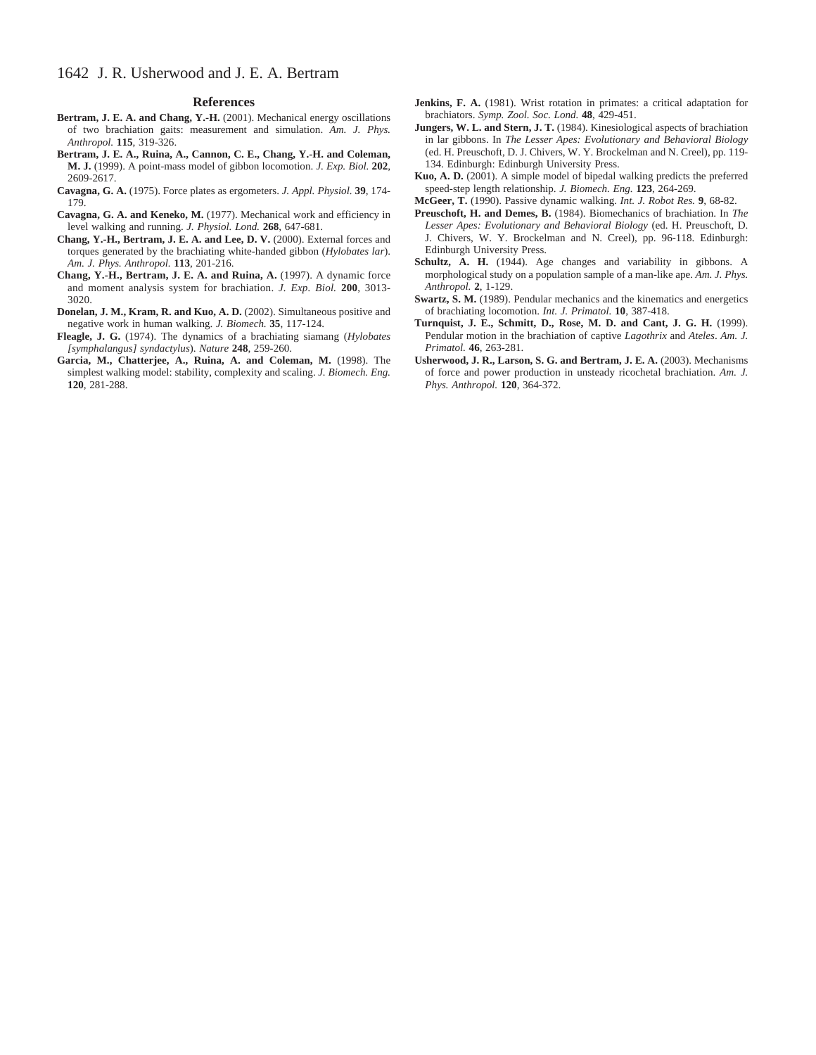## References

**Bertram, J. E. A. and Chang, Y.-H.** (2001). Mechanical energy oscillations of two brachiation gaits: measurement and simulation. *Am. J. Phys. Anthropol.* **115**, 319-326.

**Bertram, J. E. A., Ruina, A., Cannon, C. E., Chang, Y.-H. and Coleman, M. J.** (1999). A point-mass model of gibbon locomotion. *J. Exp. Biol.* **202**, 2609-2617.

**Cavagna, G. A.** (1975). Force plates as ergometers. *J. Appl. Physiol.* **39**, 174-179.

**Cavagna, G. A. and Keneko, M.** (1977). Mechanical work and efficiency in level walking and running. *J. Physiol. Lond.* **268**, 647-681.

**Chang, Y.-H., Bertram, J. E. A. and Lee, D. V.** (2000). External forces and torques generated by the brachiating white-handed gibbon (*Hylobates lar*). *Am. J. Phys. Anthropol.* **113**, 201-216.

**Chang, Y.-H., Bertram, J. E. A. and Ruina, A.** (1997). A dynamic force and moment analysis system for brachiation. *J. Exp. Biol.* **200**, 3013-3020.

**Donelan, J. M., Kram, R. and Kuo, A. D.** (2002). Simultaneous positive and negative work in human walking. *J. Biomech.* **35**, 117-124.

**Fleagle, J. G.** (1974). The dynamics of a brachiating siamang (*Hylobates [symphalangus] syndactylus*). *Nature* **248**, 259-260.

**Garcia, M., Chatterjee, A., Ruina, A. and Coleman, M.** (1998). The simplest walking model: stability, complexity and scaling. *J. Biomech. Eng.* **120**, 281-288.

**Jenkins, F. A.** (1981). Wrist rotation in primates: a critical adaptation for brachiators. *Symp. Zool. Soc. Lond.* **48**, 429-451.

**Jungers, W. L. and Stern, J. T.** (1984). Kinesiological aspects of brachiation in lar gibbons. In *The Lesser Apes: Evolutionary and Behavioral Biology* (ed. H. Preuschoft, D. J. Chivers, W. Y. Brockelman and N. Creel), pp. 119-134. Edinburgh: Edinburgh University Press.

**Kuo, A. D.** (2001). A simple model of bipedal walking predicts the preferred speed-step length relationship. *J. Biomech. Eng.* **123**, 264-269.

**McGeer, T.** (1990). Passive dynamic walking. *Int. J. Robot Res.* **9**, 68-82.

**Preuschoft, H. and Demes, B.** (1984). Biomechanics of brachiation. In *The Lesser Apes: Evolutionary and Behavioral Biology* (ed. H. Preuschoft, D. J. Chivers, W. Y. Brockelman and N. Creel), pp. 96-118. Edinburgh: Edinburgh University Press.

**Schultz, A. H.** (1944). Age changes and variability in gibbons. A morphological study on a population sample of a man-like ape. *Am. J. Phys. Anthropol.* **2**, 1-129.

**Swartz, S. M.** (1989). Pendular mechanics and the kinematics and energetics of brachiating locomotion. *Int. J. Primatol.* **10**, 387-418.

**Turnquist, J. E., Schmitt, D., Rose, M. D. and Cant, J. G. H.** (1999). Pendular motion in the brachiation of captive *Lagothrix* and *Ateles*. *Am. J. Primatol.* **46**, 263-281.

**Usherwood, J. R., Larson, S. G. and Bertram, J. E. A.** (2003). Mechanisms of force and power production in unsteady ricochetal brachiation. *Am. J. Phys. Anthropol.* **120**, 364-372.